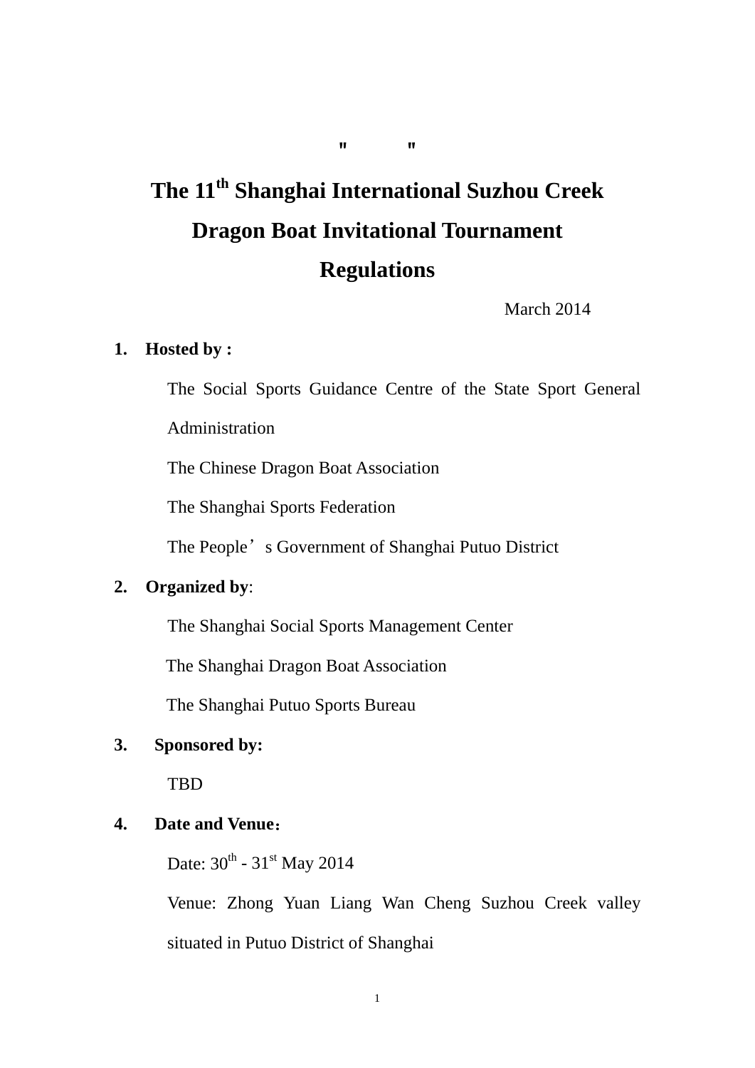" "

# The 11th Shanghai International Suzhou Creek Dragon Boat Invitational Tournament Regulations

March 2014

1. **Hosted by :**

   The Social Sports Guidance Centre of the State Sport General Administration

   The Chinese Dragon Boat Association

   The Shanghai Sports Federation

   The People's Government of Shanghai Putuo District

2. **Organized by**:

   The Shanghai Social Sports Management Center

   The Shanghai Dragon Boat Association

   The Shanghai Putuo Sports Bureau

3. **Sponsored by:**

   TBD

4. **Date and Venue：**

   Date: 30th - 31st May 2014

   Venue: Zhong Yuan Liang Wan Cheng Suzhou Creek valley situated in Putuo District of Shanghai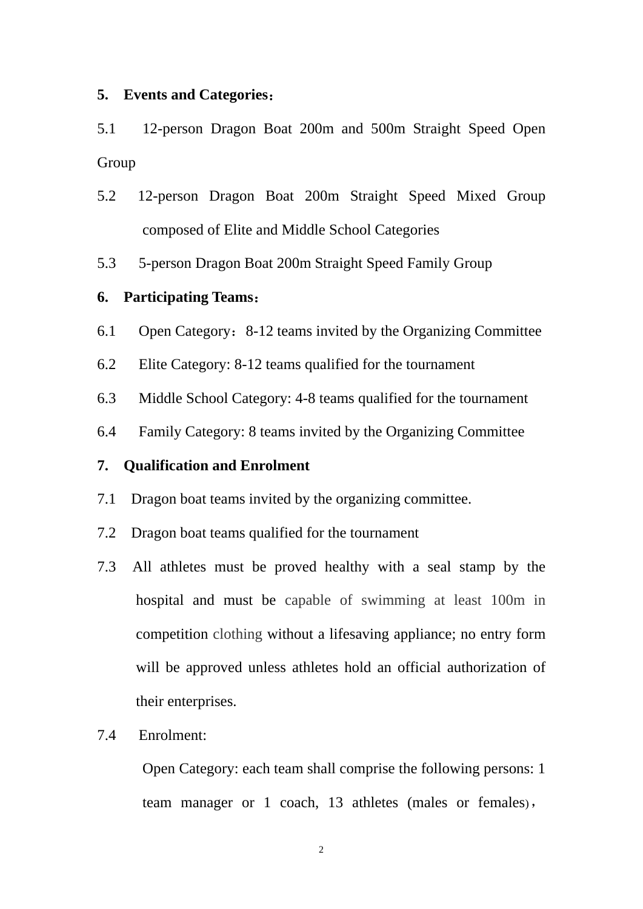**5. Events and Categories：**

5.1 12-person Dragon Boat 200m and 500m Straight Speed Open Group

5.2 12-person Dragon Boat 200m Straight Speed Mixed Group composed of Elite and Middle School Categories

5.3 5-person Dragon Boat 200m Straight Speed Family Group

**6. Participating Teams：**

6.1 Open Category：8-12 teams invited by the Organizing Committee

6.2 Elite Category: 8-12 teams qualified for the tournament

6.3 Middle School Category: 4-8 teams qualified for the tournament

6.4 Family Category: 8 teams invited by the Organizing Committee

**7. Qualification and Enrolment**

7.1 Dragon boat teams invited by the organizing committee.

7.2 Dragon boat teams qualified for the tournament

7.3 All athletes must be proved healthy with a seal stamp by the hospital and must be capable of swimming at least 100m in competition clothing without a lifesaving appliance; no entry form will be approved unless athletes hold an official authorization of their enterprises.

7.4 Enrolment:

Open Category: each team shall comprise the following persons: 1 team manager or 1 coach, 13 athletes (males or females)，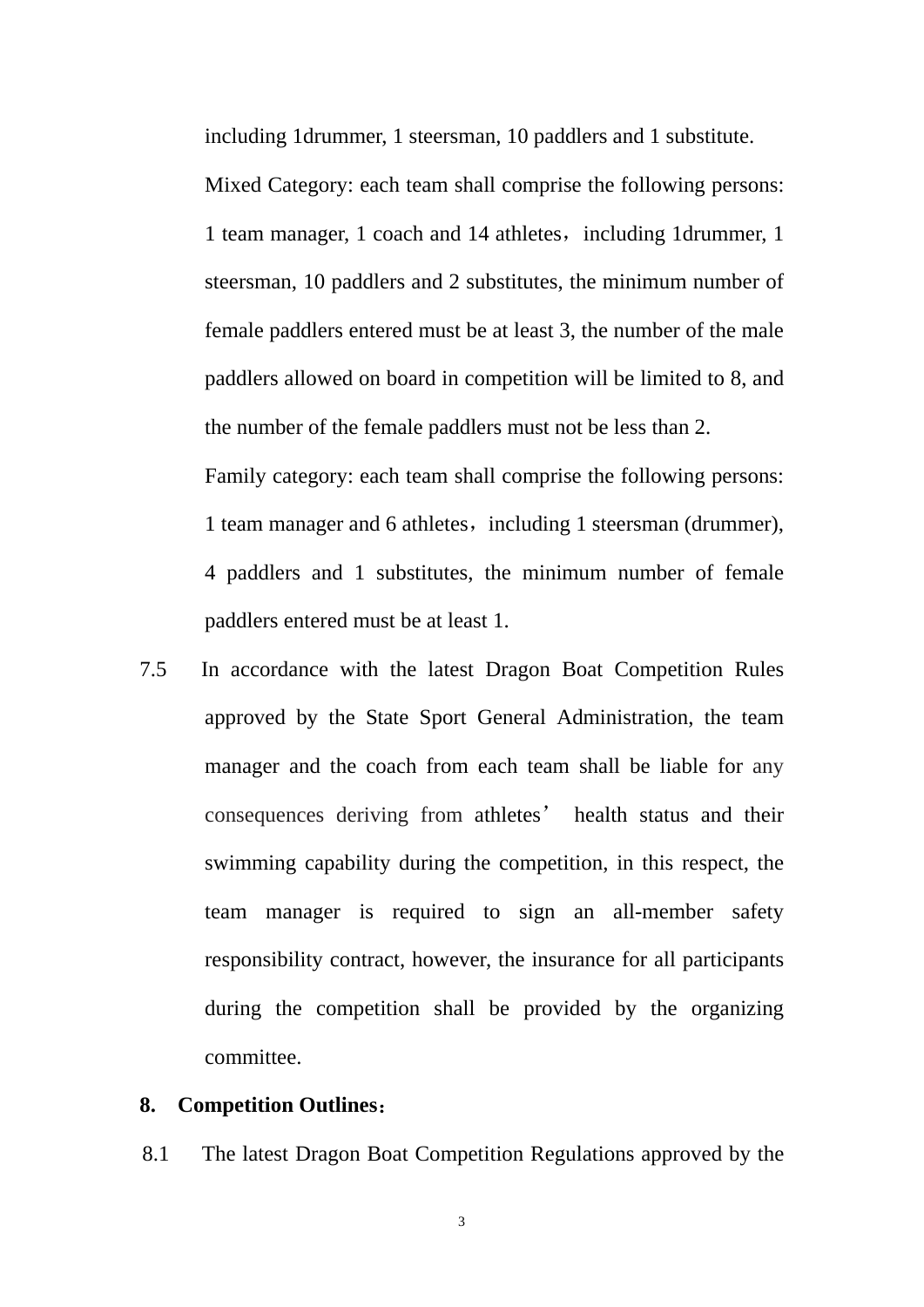including 1drummer, 1 steersman, 10 paddlers and 1 substitute.

Mixed Category: each team shall comprise the following persons: 1 team manager, 1 coach and 14 athletes，including 1drummer, 1 steersman, 10 paddlers and 2 substitutes, the minimum number of female paddlers entered must be at least 3, the number of the male paddlers allowed on board in competition will be limited to 8, and the number of the female paddlers must not be less than 2.

Family category: each team shall comprise the following persons: 1 team manager and 6 athletes，including 1 steersman (drummer), 4 paddlers and 1 substitutes, the minimum number of female paddlers entered must be at least 1.

7.5 In accordance with the latest Dragon Boat Competition Rules approved by the State Sport General Administration, the team manager and the coach from each team shall be liable for any consequences deriving from athletes’ health status and their swimming capability during the competition, in this respect, the team manager is required to sign an all-member safety responsibility contract, however, the insurance for all participants during the competition shall be provided by the organizing committee.

**8. Competition Outlines：**

8.1 The latest Dragon Boat Competition Regulations approved by the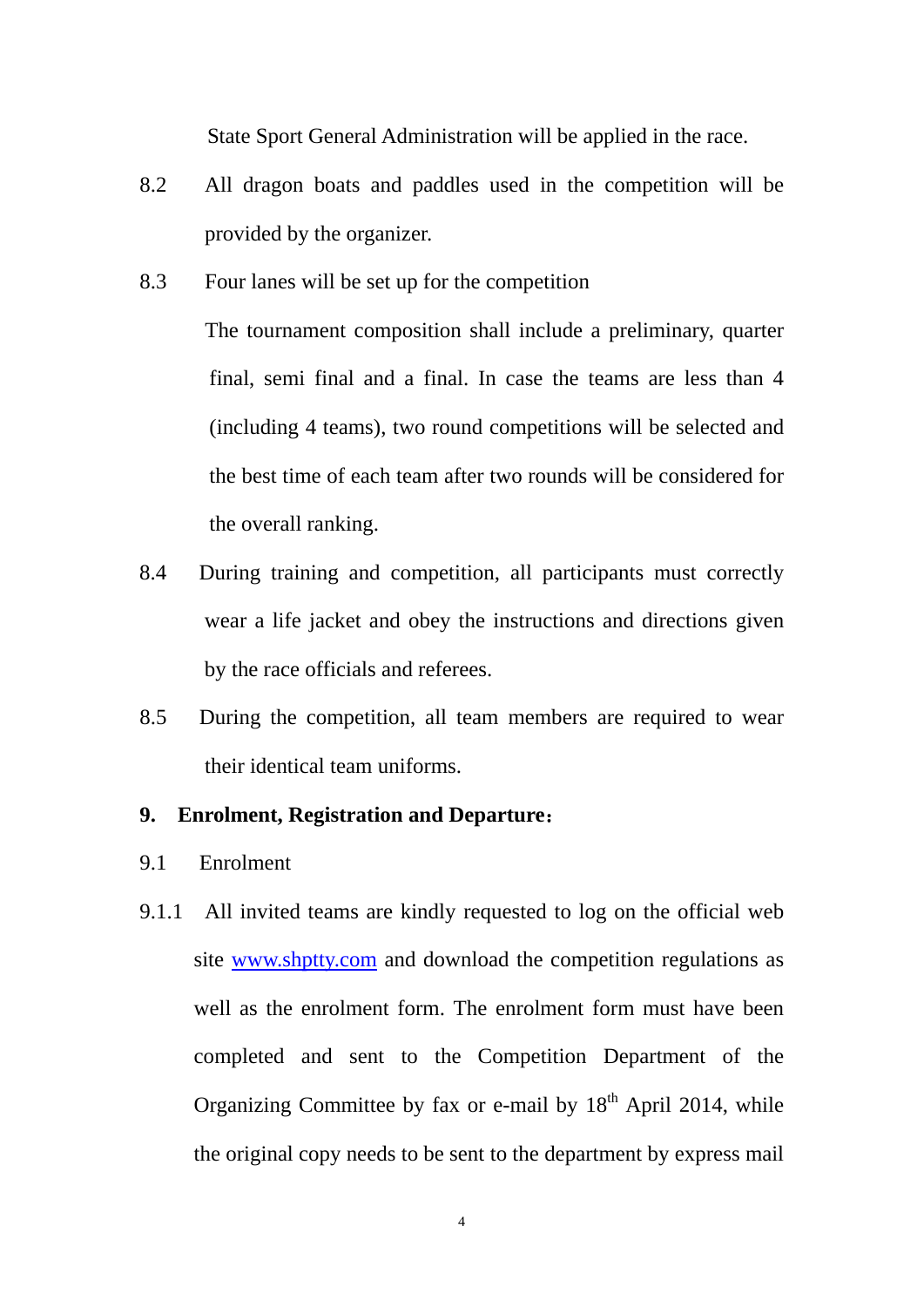State Sport General Administration will be applied in the race.

8.2 All dragon boats and paddles used in the competition will be provided by the organizer.

8.3 Four lanes will be set up for the competition

The tournament composition shall include a preliminary, quarter final, semi final and a final. In case the teams are less than 4 (including 4 teams), two round competitions will be selected and the best time of each team after two rounds will be considered for the overall ranking.

8.4 During training and competition, all participants must correctly wear a life jacket and obey the instructions and directions given by the race officials and referees.

8.5 During the competition, all team members are required to wear their identical team uniforms.

**9. Enrolment, Registration and Departure：**

9.1 Enrolment

9.1.1 All invited teams are kindly requested to log on the official web site [www.shptty.com](www.shptty.com) and download the competition regulations as well as the enrolment form. The enrolment form must have been completed and sent to the Competition Department of the Organizing Committee by fax or e-mail by 18th April 2014, while the original copy needs to be sent to the department by express mail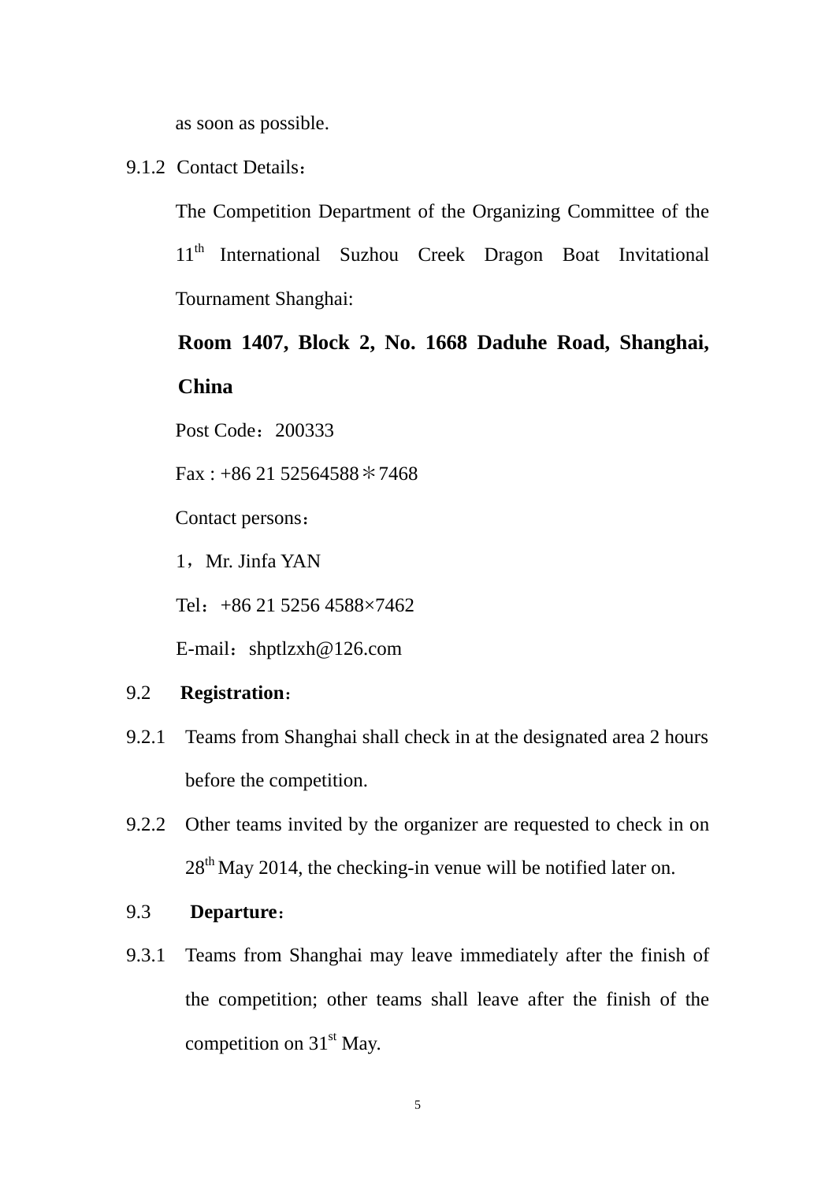as soon as possible.

9.1.2 Contact Details：

The Competition Department of the Organizing Committee of the 11th International Suzhou Creek Dragon Boat Invitational Tournament Shanghai:

**Room 1407, Block 2, No. 1668 Daduhe Road, Shanghai, China**

Post Code：200333

Fax : +86 21 52564588＊7468

Contact persons：

1，Mr. Jinfa YAN

Tel：+86 21 5256 4588×7462

E-mail：shptlzxh@126.com

9.2 **Registration**：

9.2.1 Teams from Shanghai shall check in at the designated area 2 hours before the competition.

9.2.2 Other teams invited by the organizer are requested to check in on 28th May 2014, the checking-in venue will be notified later on.

9.3 **Departure**：

9.3.1 Teams from Shanghai may leave immediately after the finish of the competition; other teams shall leave after the finish of the competition on 31st May.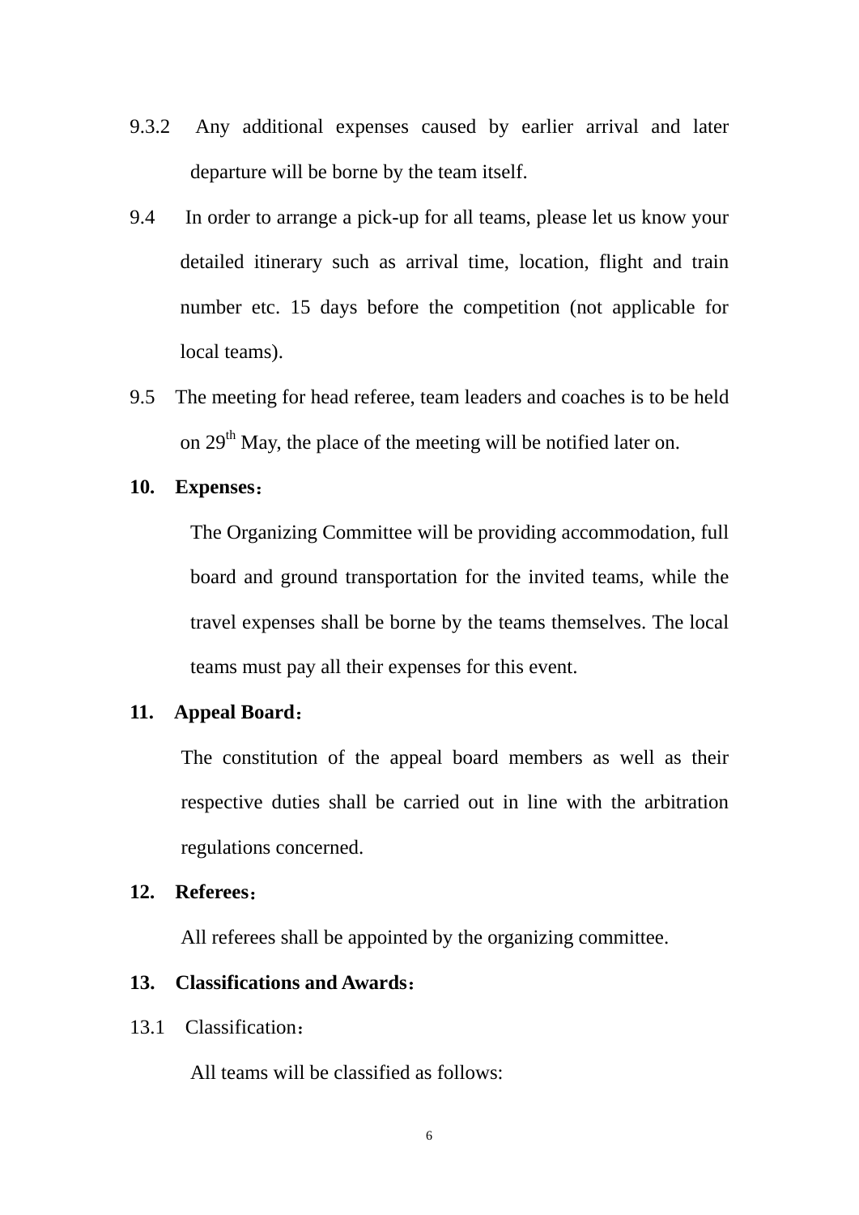9.3.2 Any additional expenses caused by earlier arrival and later departure will be borne by the team itself.

9.4 In order to arrange a pick-up for all teams, please let us know your detailed itinerary such as arrival time, location, flight and train number etc. 15 days before the competition (not applicable for local teams).

9.5 The meeting for head referee, team leaders and coaches is to be held on 29th May, the place of the meeting will be notified later on.

**10. Expenses：**

The Organizing Committee will be providing accommodation, full board and ground transportation for the invited teams, while the travel expenses shall be borne by the teams themselves. The local teams must pay all their expenses for this event.

**11. Appeal Board：**

The constitution of the appeal board members as well as their respective duties shall be carried out in line with the arbitration regulations concerned.

**12. Referees：**

All referees shall be appointed by the organizing committee.

**13. Classifications and Awards：**

13.1 Classification：

All teams will be classified as follows: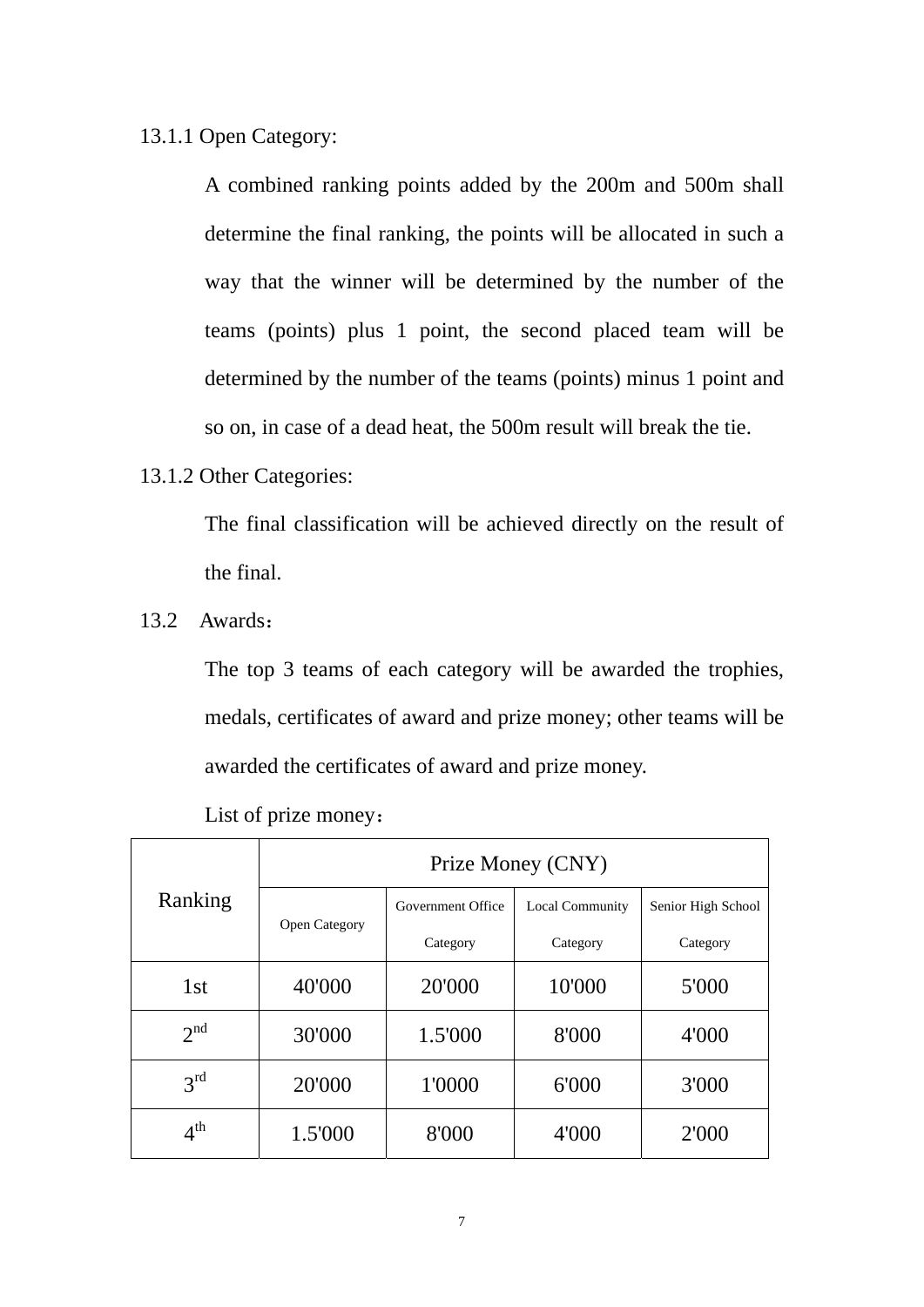13.1.1 Open Category:

A combined ranking points added by the 200m and 500m shall determine the final ranking, the points will be allocated in such a way that the winner will be determined by the number of the teams (points) plus 1 point, the second placed team will be determined by the number of the teams (points) minus 1 point and so on, in case of a dead heat, the 500m result will break the tie.

13.1.2 Other Categories:

The final classification will be achieved directly on the result of the final.

13.2 Awards：

The top 3 teams of each category will be awarded the trophies, medals, certificates of award and prize money; other teams will be awarded the certificates of award and prize money.

List of prize money：

| Ranking | Prize Money (CNY) | | | |
|---|---|---|---|---|
| | Open Category | Government Office Category | Local Community Category | Senior High School Category |
| 1st | 40'000 | 20'000 | 10'000 | 5'000 |
| 2nd | 30'000 | 1.5'000 | 8'000 | 4'000 |
| 3rd | 20'000 | 1'0000 | 6'000 | 3'000 |
| 4th | 1.5'000 | 8'000 | 4'000 | 2'000 |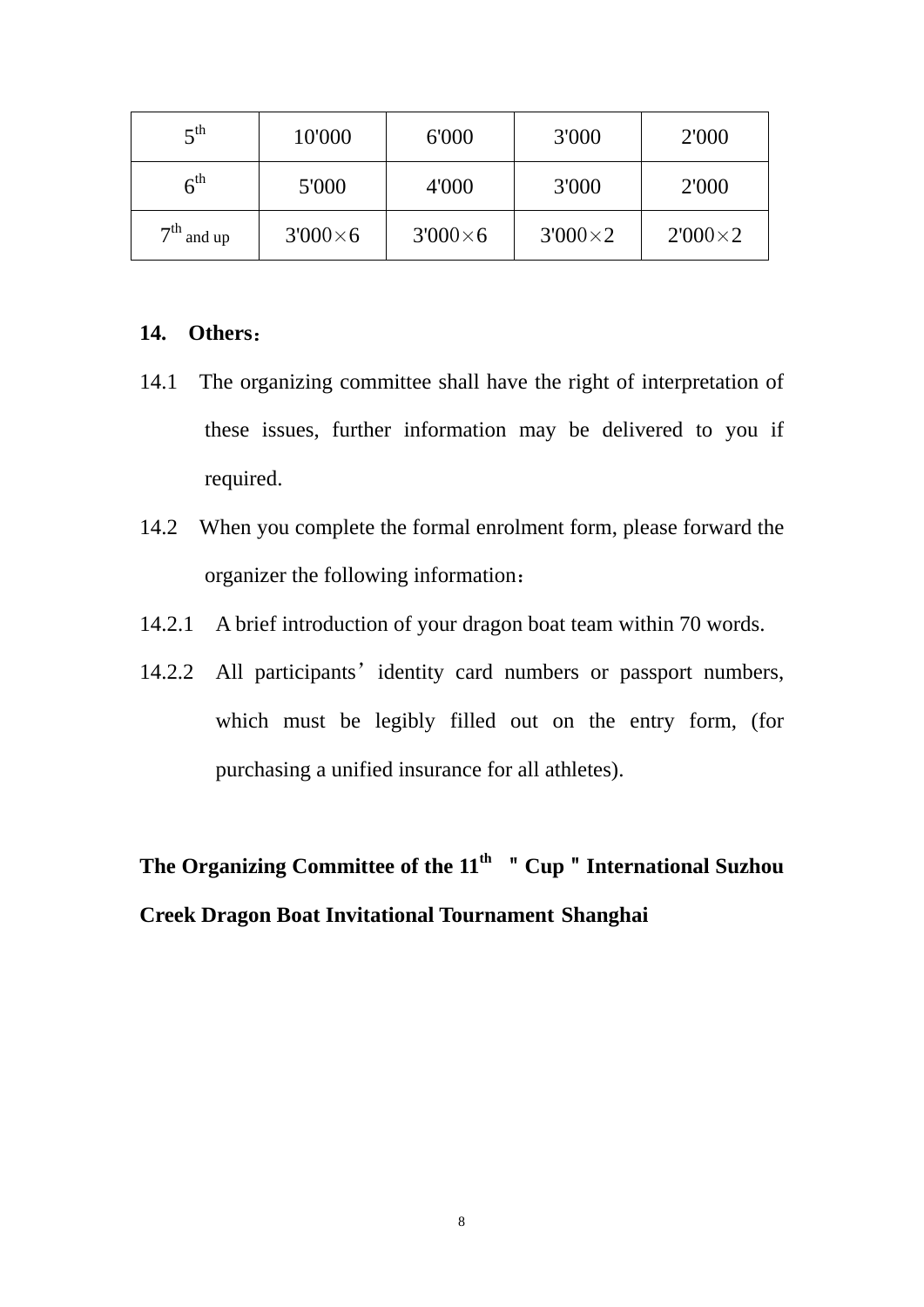| 5th | 10'000 | 6'000 | 3'000 | 2'000 |
|---|---|---|---|---|
| 6th | 5'000 | 4'000 | 3'000 | 2'000 |
| 7th and up | 3'000×6 | 3'000×6 | 3'000×2 | 2'000×2 |

**14. Others：**

14.1 The organizing committee shall have the right of interpretation of these issues, further information may be delivered to you if required.

14.2 When you complete the formal enrolment form, please forward the organizer the following information：

14.2.1 A brief introduction of your dragon boat team within 70 words.

14.2.2 All participants’ identity card numbers or passport numbers, which must be legibly filled out on the entry form, (for purchasing a unified insurance for all athletes).

**The Organizing Committee of the 11th " Cup " International Suzhou Creek Dragon Boat Invitational Tournament Shanghai**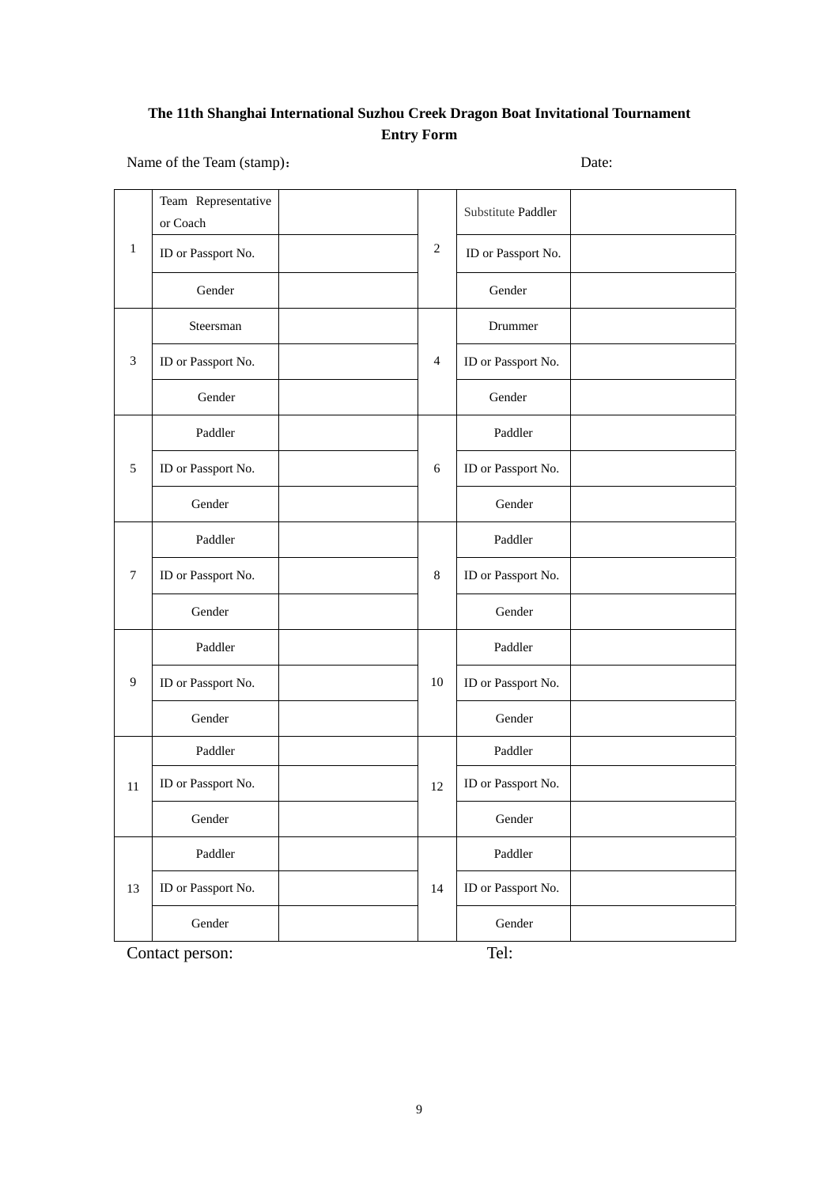**The 11th Shanghai International Suzhou Creek Dragon Boat Invitational Tournament**
**Entry Form**

Name of the Team (stamp)： Date:

| | | | | | |
|---|---|---|---|---|---|
| 1 | Team Representative or Coach | | 2 | Substitute Paddler | |
| | ID or Passport No. | | | ID or Passport No. | |
| | Gender | | | Gender | |
| 3 | Steersman | | 4 | Drummer | |
| | ID or Passport No. | | | ID or Passport No. | |
| | Gender | | | Gender | |
| 5 | Paddler | | 6 | Paddler | |
| | ID or Passport No. | | | ID or Passport No. | |
| | Gender | | | Gender | |
| 7 | Paddler | | 8 | Paddler | |
| | ID or Passport No. | | | ID or Passport No. | |
| | Gender | | | Gender | |
| 9 | Paddler | | 10 | Paddler | |
| | ID or Passport No. | | | ID or Passport No. | |
| | Gender | | | Gender | |
| 11 | Paddler | | 12 | Paddler | |
| | ID or Passport No. | | | ID or Passport No. | |
| | Gender | | | Gender | |
| 13 | Paddler | | 14 | Paddler | |
| | ID or Passport No. | | | ID or Passport No. | |
| | Gender | | | Gender | |

Contact person: Tel: